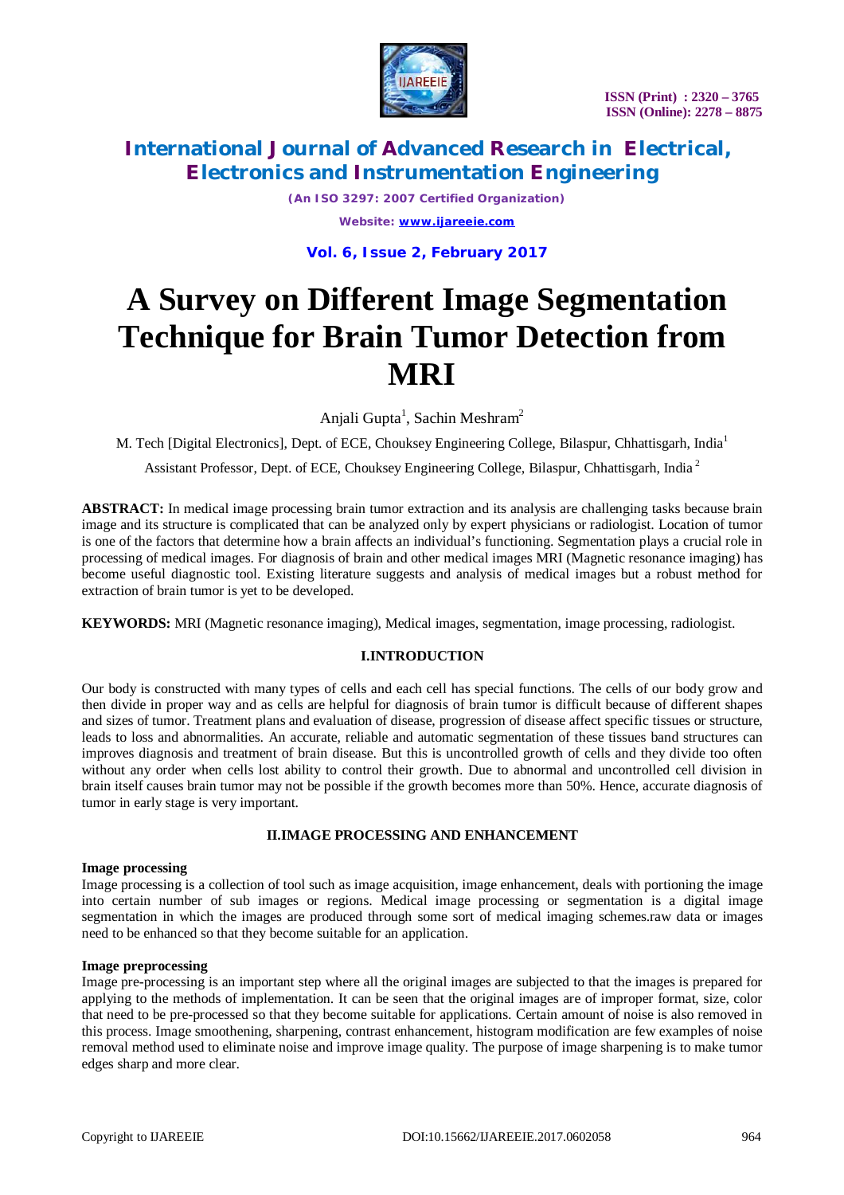# A Survey on Different Image Segmentation Technique for Brain Tumor Detection from MRI

Anjali Gupta[1], Sachin Meshram[2]

M. Tech [Digital Electronics], Dept. of ECE, Chouksey Engineering College, Bilaspur, Chhattisgarh, India[1]

Assistant Professor, Dept. of ECE, Chouksey Engineering College, Bilaspur, Chhattisgarh, India [2]

**ABSTRACT:** In medical image processing brain tumor extraction and its analysis are challenging tasks because brain image and its structure is complicated that can be analyzed only by expert physicians or radiologist. Location of tumor is one of the factors that determine how a brain affects an individual's functioning. Segmentation plays a crucial role in processing of medical images. For diagnosis of brain and other medical images MRI (Magnetic resonance imaging) has become useful diagnostic tool. Existing literature suggests and analysis of medical images but a robust method for extraction of brain tumor is yet to be developed.

**KEYWORDS:** MRI (Magnetic resonance imaging), Medical images, segmentation, image processing, radiologist.

## I.INTRODUCTION

Our body is constructed with many types of cells and each cell has special functions. The cells of our body grow and then divide in proper way and as cells are helpful for diagnosis of brain tumor is difficult because of different shapes and sizes of tumor. Treatment plans and evaluation of disease, progression of disease affect specific tissues or structure, leads to loss and abnormalities. An accurate, reliable and automatic segmentation of these tissues band structures can improves diagnosis and treatment of brain disease. But this is uncontrolled growth of cells and they divide too often without any order when cells lost ability to control their growth. Due to abnormal and uncontrolled cell division in brain itself causes brain tumor may not be possible if the growth becomes more than 50%. Hence, accurate diagnosis of tumor in early stage is very important.

## II.IMAGE PROCESSING AND ENHANCEMENT

### Image processing

Image processing is a collection of tool such as image acquisition, image enhancement, deals with portioning the image into certain number of sub images or regions. Medical image processing or segmentation is a digital image segmentation in which the images are produced through some sort of medical imaging schemes.raw data or images need to be enhanced so that they become suitable for an application.

### Image preprocessing

Image pre-processing is an important step where all the original images are subjected to that the images is prepared for applying to the methods of implementation. It can be seen that the original images are of improper format, size, color that need to be pre-processed so that they become suitable for applications. Certain amount of noise is also removed in this process. Image smoothening, sharpening, contrast enhancement, histogram modification are few examples of noise removal method used to eliminate noise and improve image quality. The purpose of image sharpening is to make tumor edges sharp and more clear.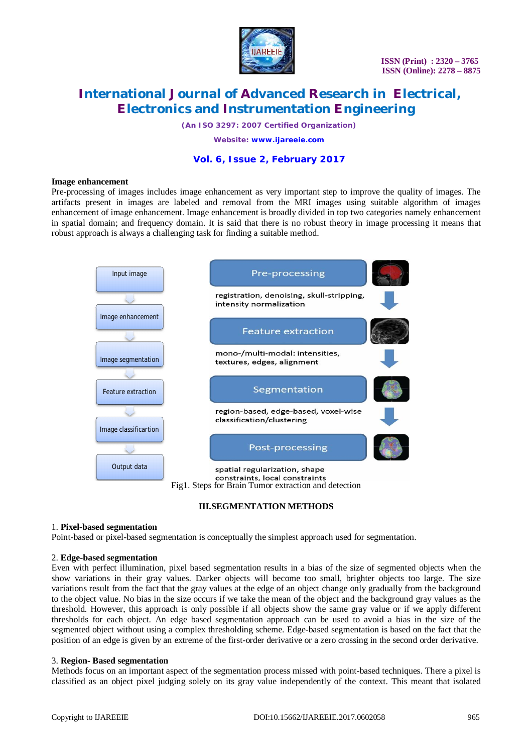### Image enhancement

Pre-processing of images includes image enhancement as very important step to improve the quality of images. The artifacts present in images are labeled and removal from the MRI images using suitable algorithm of images enhancement of image enhancement. Image enhancement is broadly divided in top two categories namely enhancement in spatial domain; and frequency domain. It is said that there is no robust theory in image processing it means that robust approach is always a challenging task for finding a suitable method.

Input image → Image enhancement → Image segmentation → Feature extraction → Image classificartion → Output data

Pre-processing: registration, denoising, skull-stripping, intensity normalization

Feature extraction: mono-/multi-modal: intensities, textures, edges, alignment

Segmentation: region-based, edge-based, voxel-wise classification/clustering

Post-processing: spatial regularization, shape constraints, local constraints

Fig1. Steps for Brain Tumor extraction and detection

## III.SEGMENTATION METHODS

1. **Pixel-based segmentation**

Point-based or pixel-based segmentation is conceptually the simplest approach used for segmentation.

2. **Edge-based segmentation**

Even with perfect illumination, pixel based segmentation results in a bias of the size of segmented objects when the show variations in their gray values. Darker objects will become too small, brighter objects too large. The size variations result from the fact that the gray values at the edge of an object change only gradually from the background to the object value. No bias in the size occurs if we take the mean of the object and the background gray values as the threshold. However, this approach is only possible if all objects show the same gray value or if we apply different thresholds for each object. An edge based segmentation approach can be used to avoid a bias in the size of the segmented object without using a complex thresholding scheme. Edge-based segmentation is based on the fact that the position of an edge is given by an extreme of the first-order derivative or a zero crossing in the second order derivative.

3. **Region- Based segmentation**

Methods focus on an important aspect of the segmentation process missed with point-based techniques. There a pixel is classified as an object pixel judging solely on its gray value independently of the context. This meant that isolated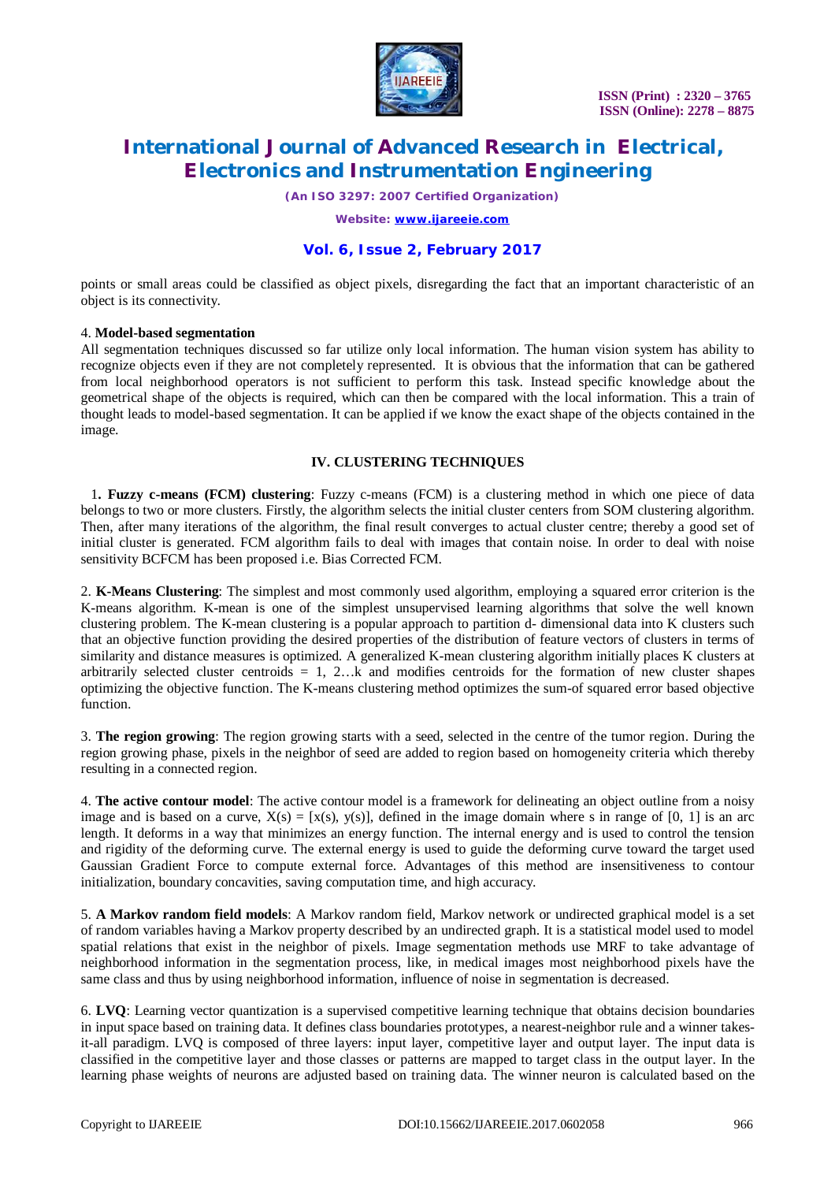points or small areas could be classified as object pixels, disregarding the fact that an important characteristic of an object is its connectivity.

4. **Model-based segmentation**

All segmentation techniques discussed so far utilize only local information. The human vision system has ability to recognize objects even if they are not completely represented. It is obvious that the information that can be gathered from local neighborhood operators is not sufficient to perform this task. Instead specific knowledge about the geometrical shape of the objects is required, which can then be compared with the local information. This a train of thought leads to model-based segmentation. It can be applied if we know the exact shape of the objects contained in the image.

## IV. CLUSTERING TECHNIQUES

1**. Fuzzy c-means (FCM) clustering**: Fuzzy c-means (FCM) is a clustering method in which one piece of data belongs to two or more clusters. Firstly, the algorithm selects the initial cluster centers from SOM clustering algorithm. Then, after many iterations of the algorithm, the final result converges to actual cluster centre; thereby a good set of initial cluster is generated. FCM algorithm fails to deal with images that contain noise. In order to deal with noise sensitivity BCFCM has been proposed i.e. Bias Corrected FCM.

2. **K-Means Clustering**: The simplest and most commonly used algorithm, employing a squared error criterion is the K-means algorithm. K-mean is one of the simplest unsupervised learning algorithms that solve the well known clustering problem. The K-mean clustering is a popular approach to partition d- dimensional data into K clusters such that an objective function providing the desired properties of the distribution of feature vectors of clusters in terms of similarity and distance measures is optimized. A generalized K-mean clustering algorithm initially places K clusters at arbitrarily selected cluster centroids = 1, 2…k and modifies centroids for the formation of new cluster shapes optimizing the objective function. The K-means clustering method optimizes the sum-of squared error based objective function.

3. **The region growing**: The region growing starts with a seed, selected in the centre of the tumor region. During the region growing phase, pixels in the neighbor of seed are added to region based on homogeneity criteria which thereby resulting in a connected region.

4. **The active contour model**: The active contour model is a framework for delineating an object outline from a noisy image and is based on a curve, $X(s) = [x(s), y(s)]$, defined in the image domain where s in range of [0, 1] is an arc length. It deforms in a way that minimizes an energy function. The internal energy and is used to control the tension and rigidity of the deforming curve. The external energy is used to guide the deforming curve toward the target used Gaussian Gradient Force to compute external force. Advantages of this method are insensitiveness to contour initialization, boundary concavities, saving computation time, and high accuracy.

5. **A Markov random field models**: A Markov random field, Markov network or undirected graphical model is a set of random variables having a Markov property described by an undirected graph. It is a statistical model used to model spatial relations that exist in the neighbor of pixels. Image segmentation methods use MRF to take advantage of neighborhood information in the segmentation process, like, in medical images most neighborhood pixels have the same class and thus by using neighborhood information, influence of noise in segmentation is decreased.

6. **LVQ**: Learning vector quantization is a supervised competitive learning technique that obtains decision boundaries in input space based on training data. It defines class boundaries prototypes, a nearest-neighbor rule and a winner takes-it-all paradigm. LVQ is composed of three layers: input layer, competitive layer and output layer. The input data is classified in the competitive layer and those classes or patterns are mapped to target class in the output layer. In the learning phase weights of neurons are adjusted based on training data. The winner neuron is calculated based on the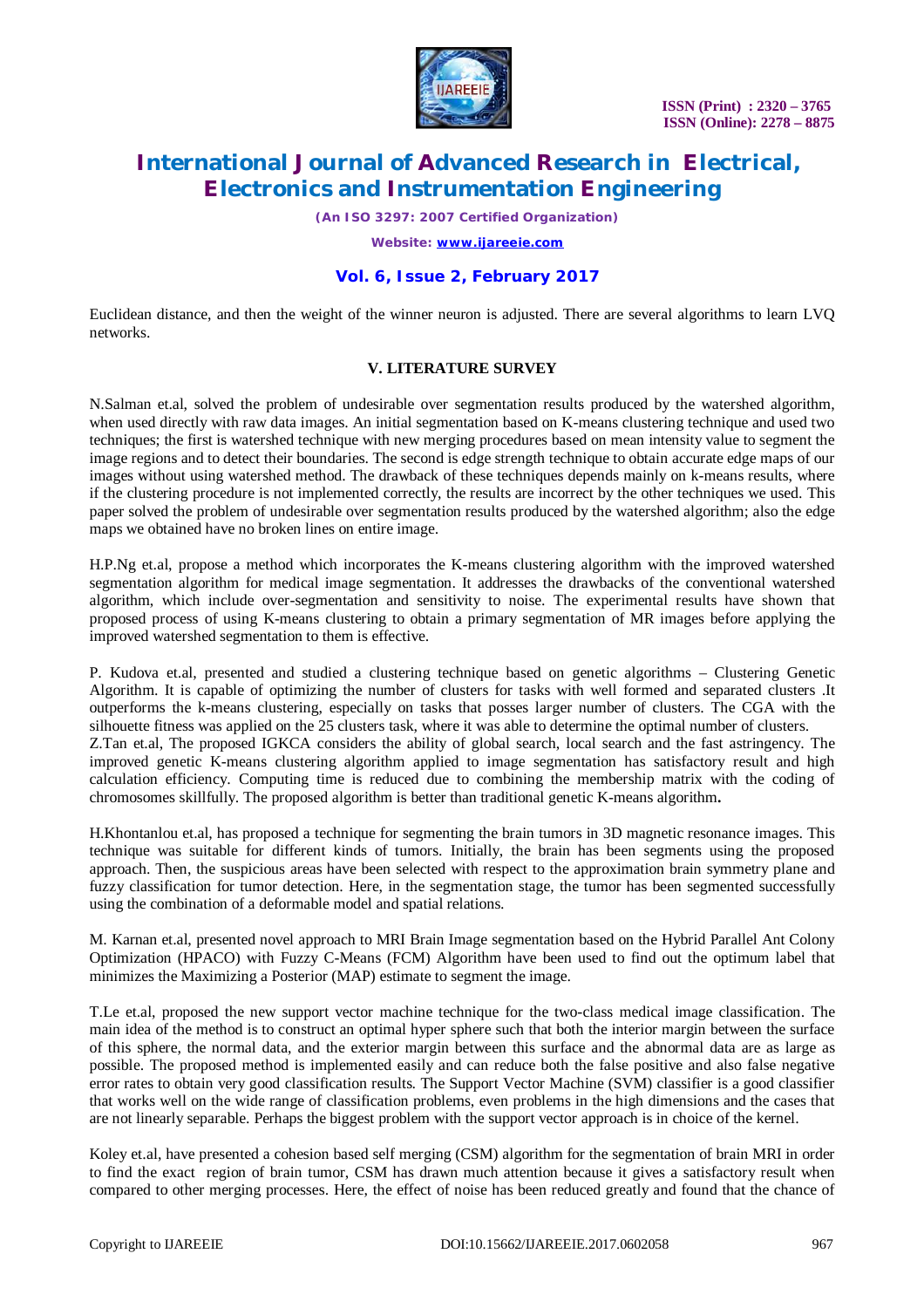Euclidean distance, and then the weight of the winner neuron is adjusted. There are several algorithms to learn LVQ networks.

## V. LITERATURE SURVEY

N.Salman et.al, solved the problem of undesirable over segmentation results produced by the watershed algorithm, when used directly with raw data images. An initial segmentation based on K-means clustering technique and used two techniques; the first is watershed technique with new merging procedures based on mean intensity value to segment the image regions and to detect their boundaries. The second is edge strength technique to obtain accurate edge maps of our images without using watershed method. The drawback of these techniques depends mainly on k-means results, where if the clustering procedure is not implemented correctly, the results are incorrect by the other techniques we used. This paper solved the problem of undesirable over segmentation results produced by the watershed algorithm; also the edge maps we obtained have no broken lines on entire image.

H.P.Ng et.al, propose a method which incorporates the K-means clustering algorithm with the improved watershed segmentation algorithm for medical image segmentation. It addresses the drawbacks of the conventional watershed algorithm, which include over-segmentation and sensitivity to noise. The experimental results have shown that proposed process of using K-means clustering to obtain a primary segmentation of MR images before applying the improved watershed segmentation to them is effective.

P. Kudova et.al, presented and studied a clustering technique based on genetic algorithms – Clustering Genetic Algorithm. It is capable of optimizing the number of clusters for tasks with well formed and separated clusters .It outperforms the k-means clustering, especially on tasks that posses larger number of clusters. The CGA with the silhouette fitness was applied on the 25 clusters task, where it was able to determine the optimal number of clusters.
Z.Tan et.al, The proposed IGKCA considers the ability of global search, local search and the fast astringency. The improved genetic K-means clustering algorithm applied to image segmentation has satisfactory result and high calculation efficiency. Computing time is reduced due to combining the membership matrix with the coding of chromosomes skillfully. The proposed algorithm is better than traditional genetic K-means algorithm**.**

H.Khontanlou et.al, has proposed a technique for segmenting the brain tumors in 3D magnetic resonance images. This technique was suitable for different kinds of tumors. Initially, the brain has been segments using the proposed approach. Then, the suspicious areas have been selected with respect to the approximation brain symmetry plane and fuzzy classification for tumor detection. Here, in the segmentation stage, the tumor has been segmented successfully using the combination of a deformable model and spatial relations.

M. Karnan et.al, presented novel approach to MRI Brain Image segmentation based on the Hybrid Parallel Ant Colony Optimization (HPACO) with Fuzzy C-Means (FCM) Algorithm have been used to find out the optimum label that minimizes the Maximizing a Posterior (MAP) estimate to segment the image.

T.Le et.al, proposed the new support vector machine technique for the two-class medical image classification. The main idea of the method is to construct an optimal hyper sphere such that both the interior margin between the surface of this sphere, the normal data, and the exterior margin between this surface and the abnormal data are as large as possible. The proposed method is implemented easily and can reduce both the false positive and also false negative error rates to obtain very good classification results. The Support Vector Machine (SVM) classifier is a good classifier that works well on the wide range of classification problems, even problems in the high dimensions and the cases that are not linearly separable. Perhaps the biggest problem with the support vector approach is in choice of the kernel.

Koley et.al, have presented a cohesion based self merging (CSM) algorithm for the segmentation of brain MRI in order to find the exact region of brain tumor, CSM has drawn much attention because it gives a satisfactory result when compared to other merging processes. Here, the effect of noise has been reduced greatly and found that the chance of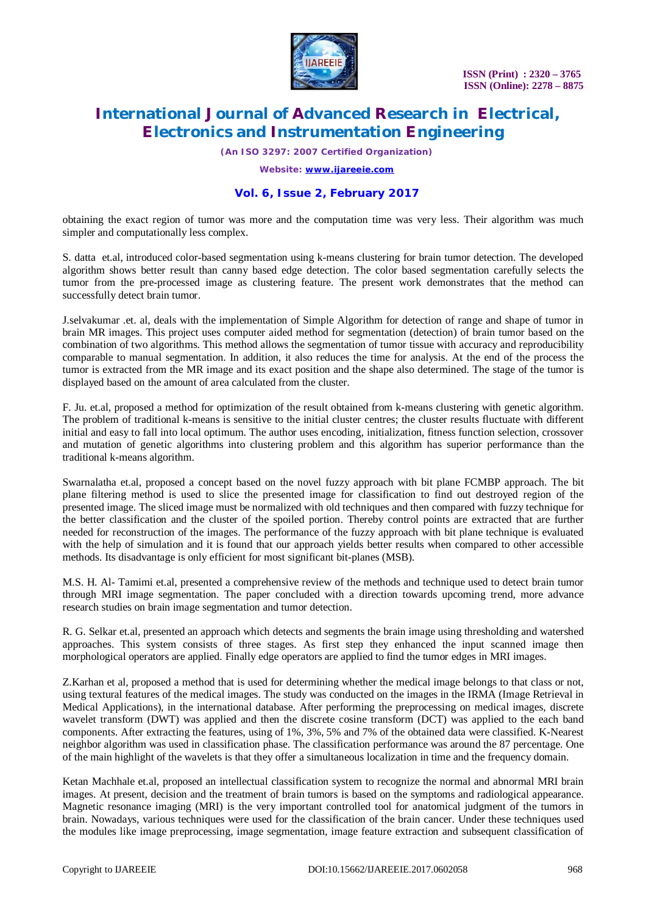obtaining the exact region of tumor was more and the computation time was very less. Their algorithm was much simpler and computationally less complex.

S. datta et.al, introduced color-based segmentation using k-means clustering for brain tumor detection. The developed algorithm shows better result than canny based edge detection. The color based segmentation carefully selects the tumor from the pre-processed image as clustering feature. The present work demonstrates that the method can successfully detect brain tumor.

J.selvakumar .et. al, deals with the implementation of Simple Algorithm for detection of range and shape of tumor in brain MR images. This project uses computer aided method for segmentation (detection) of brain tumor based on the combination of two algorithms. This method allows the segmentation of tumor tissue with accuracy and reproducibility comparable to manual segmentation. In addition, it also reduces the time for analysis. At the end of the process the tumor is extracted from the MR image and its exact position and the shape also determined. The stage of the tumor is displayed based on the amount of area calculated from the cluster.

F. Ju. et.al, proposed a method for optimization of the result obtained from k-means clustering with genetic algorithm. The problem of traditional k-means is sensitive to the initial cluster centres; the cluster results fluctuate with different initial and easy to fall into local optimum. The author uses encoding, initialization, fitness function selection, crossover and mutation of genetic algorithms into clustering problem and this algorithm has superior performance than the traditional k-means algorithm.

Swarnalatha et.al, proposed a concept based on the novel fuzzy approach with bit plane FCMBP approach. The bit plane filtering method is used to slice the presented image for classification to find out destroyed region of the presented image. The sliced image must be normalized with old techniques and then compared with fuzzy technique for the better classification and the cluster of the spoiled portion. Thereby control points are extracted that are further needed for reconstruction of the images. The performance of the fuzzy approach with bit plane technique is evaluated with the help of simulation and it is found that our approach yields better results when compared to other accessible methods. Its disadvantage is only efficient for most significant bit-planes (MSB).

M.S. H. Al- Tamimi et.al, presented a comprehensive review of the methods and technique used to detect brain tumor through MRI image segmentation. The paper concluded with a direction towards upcoming trend, more advance research studies on brain image segmentation and tumor detection.

R. G. Selkar et.al, presented an approach which detects and segments the brain image using thresholding and watershed approaches. This system consists of three stages. As first step they enhanced the input scanned image then morphological operators are applied. Finally edge operators are applied to find the tumor edges in MRI images.

Z.Karhan et al, proposed a method that is used for determining whether the medical image belongs to that class or not, using textural features of the medical images. The study was conducted on the images in the IRMA (Image Retrieval in Medical Applications), in the international database. After performing the preprocessing on medical images, discrete wavelet transform (DWT) was applied and then the discrete cosine transform (DCT) was applied to the each band components. After extracting the features, using of 1%, 3%, 5% and 7% of the obtained data were classified. K-Nearest neighbor algorithm was used in classification phase. The classification performance was around the 87 percentage. One of the main highlight of the wavelets is that they offer a simultaneous localization in time and the frequency domain.

Ketan Machhale et.al, proposed an intellectual classification system to recognize the normal and abnormal MRI brain images. At present, decision and the treatment of brain tumors is based on the symptoms and radiological appearance. Magnetic resonance imaging (MRI) is the very important controlled tool for anatomical judgment of the tumors in brain. Nowadays, various techniques were used for the classification of the brain cancer. Under these techniques used the modules like image preprocessing, image segmentation, image feature extraction and subsequent classification of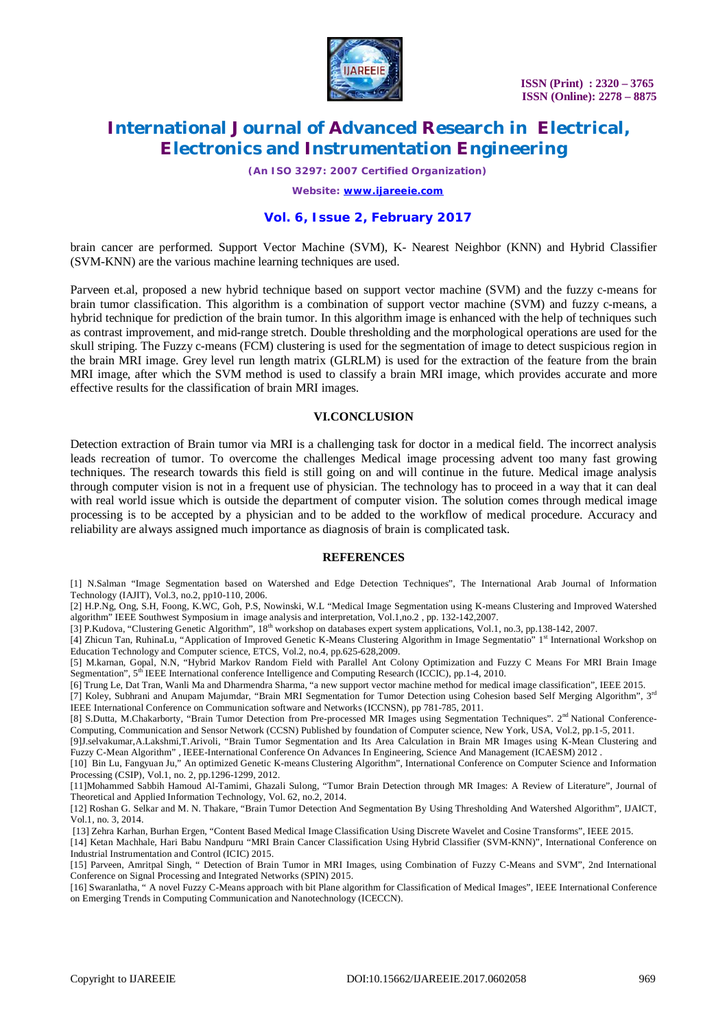brain cancer are performed. Support Vector Machine (SVM), K- Nearest Neighbor (KNN) and Hybrid Classifier (SVM-KNN) are the various machine learning techniques are used.

Parveen et.al, proposed a new hybrid technique based on support vector machine (SVM) and the fuzzy c-means for brain tumor classification. This algorithm is a combination of support vector machine (SVM) and fuzzy c-means, a hybrid technique for prediction of the brain tumor. In this algorithm image is enhanced with the help of techniques such as contrast improvement, and mid-range stretch. Double thresholding and the morphological operations are used for the skull striping. The Fuzzy c-means (FCM) clustering is used for the segmentation of image to detect suspicious region in the brain MRI image. Grey level run length matrix (GLRLM) is used for the extraction of the feature from the brain MRI image, after which the SVM method is used to classify a brain MRI image, which provides accurate and more effective results for the classification of brain MRI images.

## VI.CONCLUSION

Detection extraction of Brain tumor via MRI is a challenging task for doctor in a medical field. The incorrect analysis leads recreation of tumor. To overcome the challenges Medical image processing advent too many fast growing techniques. The research towards this field is still going on and will continue in the future. Medical image analysis through computer vision is not in a frequent use of physician. The technology has to proceed in a way that it can deal with real world issue which is outside the department of computer vision. The solution comes through medical image processing is to be accepted by a physician and to be added to the workflow of medical procedure. Accuracy and reliability are always assigned much importance as diagnosis of brain is complicated task.

## REFERENCES

[1] N.Salman "Image Segmentation based on Watershed and Edge Detection Techniques", The International Arab Journal of Information Technology (IAJIT), Vol.3, no.2, pp10-110, 2006.

[2] H.P.Ng, Ong, S.H, Foong, K.WC, Goh, P.S, Nowinski, W.L "Medical Image Segmentation using K-means Clustering and Improved Watershed algorithm" IEEE Southwest Symposium in image analysis and interpretation, Vol.1,no.2 , pp. 132-142,2007.

[3] P.Kudova, "Clustering Genetic Algorithm", 18th workshop on databases expert system applications, Vol.1, no.3, pp.138-142, 2007.

[4] Zhicun Tan, RuhinaLu, "Application of Improved Genetic K-Means Clustering Algorithm in Image Segmentatio" 1st International Workshop on Education Technology and Computer science, ETCS, Vol.2, no.4, pp.625-628,2009.

[5] M.karnan, Gopal, N.N, "Hybrid Markov Random Field with Parallel Ant Colony Optimization and Fuzzy C Means For MRI Brain Image Segmentation", 5th IEEE International conference Intelligence and Computing Research (ICCIC), pp.1-4, 2010.

[6] Trung Le, Dat Tran, Wanli Ma and Dharmendra Sharma, "a new support vector machine method for medical image classification", IEEE 2015.

[7] Koley, Subhrani and Anupam Majumdar, "Brain MRI Segmentation for Tumor Detection using Cohesion based Self Merging Algorithm", 3rd IEEE International Conference on Communication software and Networks (ICCNSN), pp 781-785, 2011.

[8] S.Dutta, M.Chakarborty, "Brain Tumor Detection from Pre-processed MR Images using Segmentation Techniques". 2nd National Conference-Computing, Communication and Sensor Network (CCSN) Published by foundation of Computer science, New York, USA, Vol.2, pp.1-5, 2011.

[9]J.selvakumar,A.Lakshmi,T.Arivoli, "Brain Tumor Segmentation and Its Area Calculation in Brain MR Images using K-Mean Clustering and Fuzzy C-Mean Algorithm" , IEEE-International Conference On Advances In Engineering, Science And Management (ICAESM) 2012 .

[10] Bin Lu, Fangyuan Ju," An optimized Genetic K-means Clustering Algorithm", International Conference on Computer Science and Information Processing (CSIP), Vol.1, no. 2, pp.1296-1299, 2012.

[11]Mohammed Sabbih Hamoud Al-Tamimi, Ghazali Sulong, "Tumor Brain Detection through MR Images: A Review of Literature", Journal of Theoretical and Applied Information Technology, Vol. 62, no.2, 2014.

[12] Roshan G. Selkar and M. N. Thakare, "Brain Tumor Detection And Segmentation By Using Thresholding And Watershed Algorithm", IJAICT, Vol.1, no. 3, 2014.

[13] Zehra Karhan, Burhan Ergen, "Content Based Medical Image Classification Using Discrete Wavelet and Cosine Transforms", IEEE 2015.

[14] Ketan Machhale, Hari Babu Nandpuru "MRI Brain Cancer Classification Using Hybrid Classifier (SVM-KNN)", International Conference on Industrial Instrumentation and Control (ICIC) 2015.

[15] Parveen, Amritpal Singh, " Detection of Brain Tumor in MRI Images, using Combination of Fuzzy C-Means and SVM", 2nd International Conference on Signal Processing and Integrated Networks (SPIN) 2015.

[16] Swaranlatha, " A novel Fuzzy C-Means approach with bit Plane algorithm for Classification of Medical Images", IEEE International Conference on Emerging Trends in Computing Communication and Nanotechnology (ICECCN).